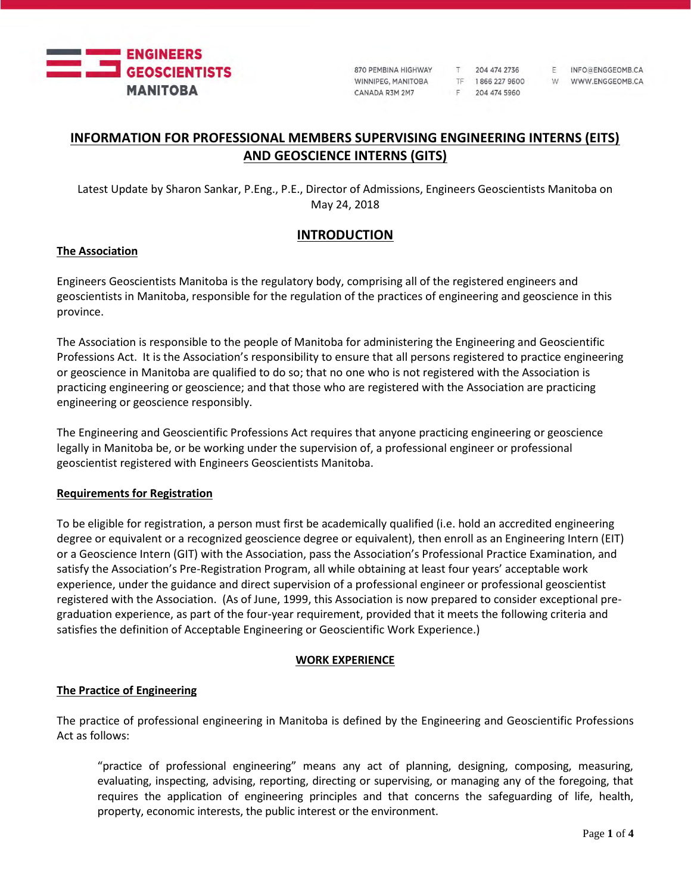ENGINEERS GEOSCIENTISTS MANITOBA

870 PEMBINA HIGHWAY
WINNIPEG, MANITOBA
CANADA R3M 2M7

T 204 474 2736
TF 1 866 227 9600
F 204 474 5960

E INFO@ENGGEOMB.CA
W WWW.ENGGEOMB.CA

# INFORMATION FOR PROFESSIONAL MEMBERS SUPERVISING ENGINEERING INTERNS (EITS) AND GEOSCIENCE INTERNS (GITS)

Latest Update by Sharon Sankar, P.Eng., P.E., Director of Admissions, Engineers Geoscientists Manitoba on May 24, 2018

## INTRODUCTION

### The Association

Engineers Geoscientists Manitoba is the regulatory body, comprising all of the registered engineers and geoscientists in Manitoba, responsible for the regulation of the practices of engineering and geoscience in this province.

The Association is responsible to the people of Manitoba for administering the Engineering and Geoscientific Professions Act. It is the Association's responsibility to ensure that all persons registered to practice engineering or geoscience in Manitoba are qualified to do so; that no one who is not registered with the Association is practicing engineering or geoscience; and that those who are registered with the Association are practicing engineering or geoscience responsibly.

The Engineering and Geoscientific Professions Act requires that anyone practicing engineering or geoscience legally in Manitoba be, or be working under the supervision of, a professional engineer or professional geoscientist registered with Engineers Geoscientists Manitoba.

### Requirements for Registration

To be eligible for registration, a person must first be academically qualified (i.e. hold an accredited engineering degree or equivalent or a recognized geoscience degree or equivalent), then enroll as an Engineering Intern (EIT) or a Geoscience Intern (GIT) with the Association, pass the Association's Professional Practice Examination, and satisfy the Association's Pre-Registration Program, all while obtaining at least four years' acceptable work experience, under the guidance and direct supervision of a professional engineer or professional geoscientist registered with the Association. (As of June, 1999, this Association is now prepared to consider exceptional pre-graduation experience, as part of the four-year requirement, provided that it meets the following criteria and satisfies the definition of Acceptable Engineering or Geoscientific Work Experience.)

## WORK EXPERIENCE

### The Practice of Engineering

The practice of professional engineering in Manitoba is defined by the Engineering and Geoscientific Professions Act as follows:

> "practice of professional engineering" means any act of planning, designing, composing, measuring, evaluating, inspecting, advising, reporting, directing or supervising, or managing any of the foregoing, that requires the application of engineering principles and that concerns the safeguarding of life, health, property, economic interests, the public interest or the environment.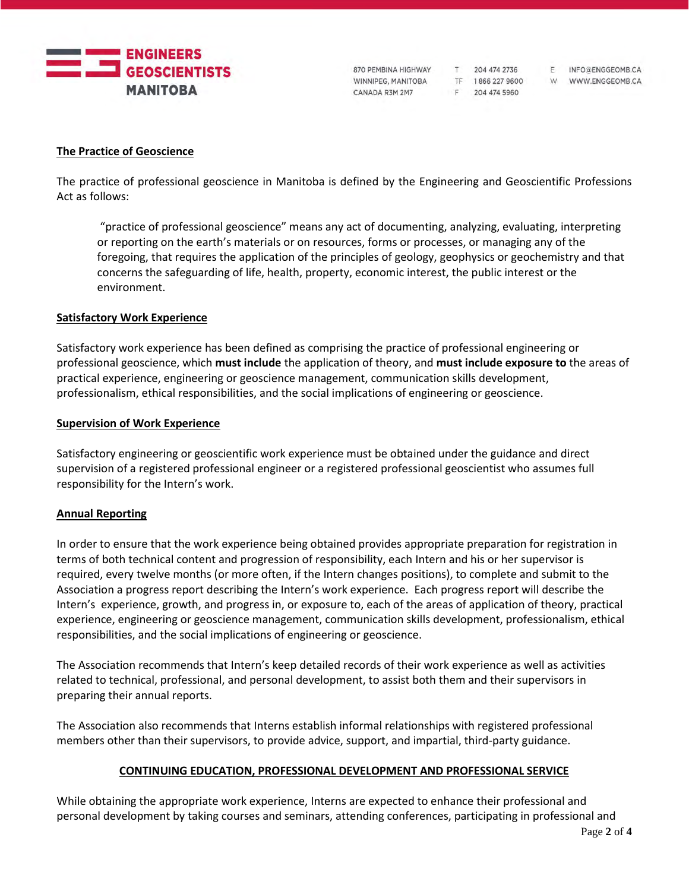## The Practice of Geoscience

The practice of professional geoscience in Manitoba is defined by the Engineering and Geoscientific Professions Act as follows:

> "practice of professional geoscience" means any act of documenting, analyzing, evaluating, interpreting or reporting on the earth's materials or on resources, forms or processes, or managing any of the foregoing, that requires the application of the principles of geology, geophysics or geochemistry and that concerns the safeguarding of life, health, property, economic interest, the public interest or the environment.

## Satisfactory Work Experience

Satisfactory work experience has been defined as comprising the practice of professional engineering or professional geoscience, which **must include** the application of theory, and **must include exposure to** the areas of practical experience, engineering or geoscience management, communication skills development, professionalism, ethical responsibilities, and the social implications of engineering or geoscience.

## Supervision of Work Experience

Satisfactory engineering or geoscientific work experience must be obtained under the guidance and direct supervision of a registered professional engineer or a registered professional geoscientist who assumes full responsibility for the Intern's work.

## Annual Reporting

In order to ensure that the work experience being obtained provides appropriate preparation for registration in terms of both technical content and progression of responsibility, each Intern and his or her supervisor is required, every twelve months (or more often, if the Intern changes positions), to complete and submit to the Association a progress report describing the Intern's work experience. Each progress report will describe the Intern's experience, growth, and progress in, or exposure to, each of the areas of application of theory, practical experience, engineering or geoscience management, communication skills development, professionalism, ethical responsibilities, and the social implications of engineering or geoscience.

The Association recommends that Intern's keep detailed records of their work experience as well as activities related to technical, professional, and personal development, to assist both them and their supervisors in preparing their annual reports.

The Association also recommends that Interns establish informal relationships with registered professional members other than their supervisors, to provide advice, support, and impartial, third-party guidance.

## CONTINUING EDUCATION, PROFESSIONAL DEVELOPMENT AND PROFESSIONAL SERVICE

While obtaining the appropriate work experience, Interns are expected to enhance their professional and personal development by taking courses and seminars, attending conferences, participating in professional and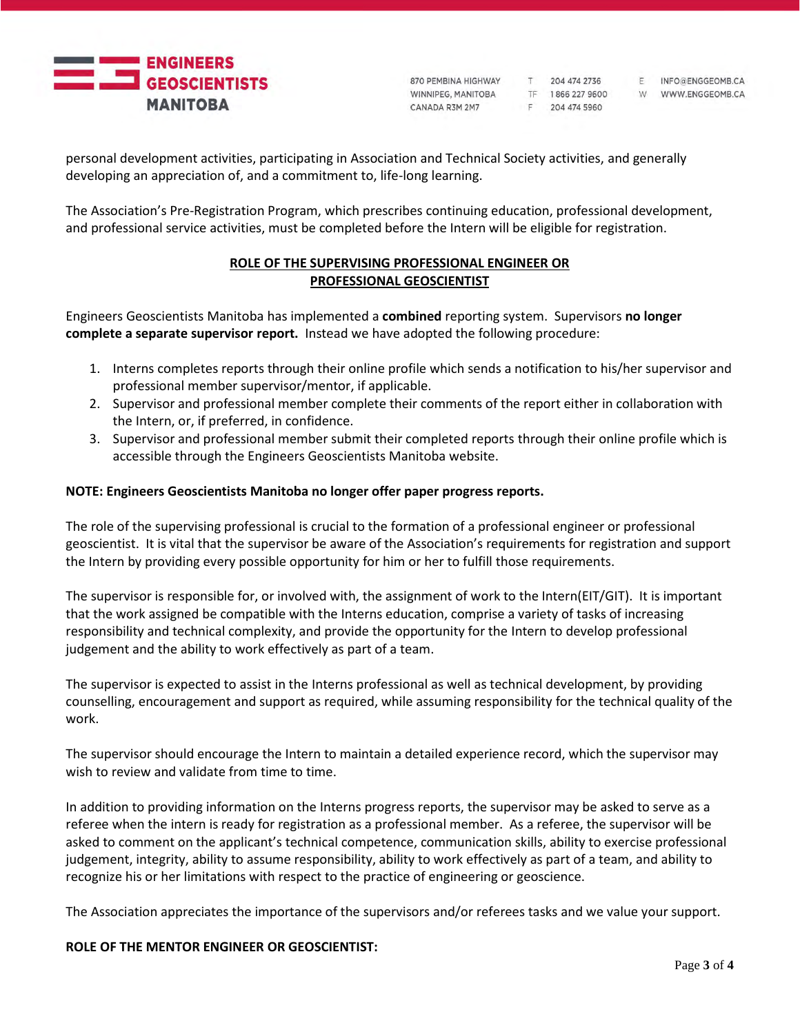personal development activities, participating in Association and Technical Society activities, and generally developing an appreciation of, and a commitment to, life-long learning.

The Association's Pre-Registration Program, which prescribes continuing education, professional development, and professional service activities, must be completed before the Intern will be eligible for registration.

## ROLE OF THE SUPERVISING PROFESSIONAL ENGINEER OR PROFESSIONAL GEOSCIENTIST

Engineers Geoscientists Manitoba has implemented a **combined** reporting system. Supervisors **no longer complete a separate supervisor report.** Instead we have adopted the following procedure:

1. Interns completes reports through their online profile which sends a notification to his/her supervisor and professional member supervisor/mentor, if applicable.
2. Supervisor and professional member complete their comments of the report either in collaboration with the Intern, or, if preferred, in confidence.
3. Supervisor and professional member submit their completed reports through their online profile which is accessible through the Engineers Geoscientists Manitoba website.

**NOTE: Engineers Geoscientists Manitoba no longer offer paper progress reports.**

The role of the supervising professional is crucial to the formation of a professional engineer or professional geoscientist. It is vital that the supervisor be aware of the Association's requirements for registration and support the Intern by providing every possible opportunity for him or her to fulfill those requirements.

The supervisor is responsible for, or involved with, the assignment of work to the Intern(EIT/GIT). It is important that the work assigned be compatible with the Interns education, comprise a variety of tasks of increasing responsibility and technical complexity, and provide the opportunity for the Intern to develop professional judgement and the ability to work effectively as part of a team.

The supervisor is expected to assist in the Interns professional as well as technical development, by providing counselling, encouragement and support as required, while assuming responsibility for the technical quality of the work.

The supervisor should encourage the Intern to maintain a detailed experience record, which the supervisor may wish to review and validate from time to time.

In addition to providing information on the Interns progress reports, the supervisor may be asked to serve as a referee when the intern is ready for registration as a professional member. As a referee, the supervisor will be asked to comment on the applicant's technical competence, communication skills, ability to exercise professional judgement, integrity, ability to assume responsibility, ability to work effectively as part of a team, and ability to recognize his or her limitations with respect to the practice of engineering or geoscience.

The Association appreciates the importance of the supervisors and/or referees tasks and we value your support.

**ROLE OF THE MENTOR ENGINEER OR GEOSCIENTIST:**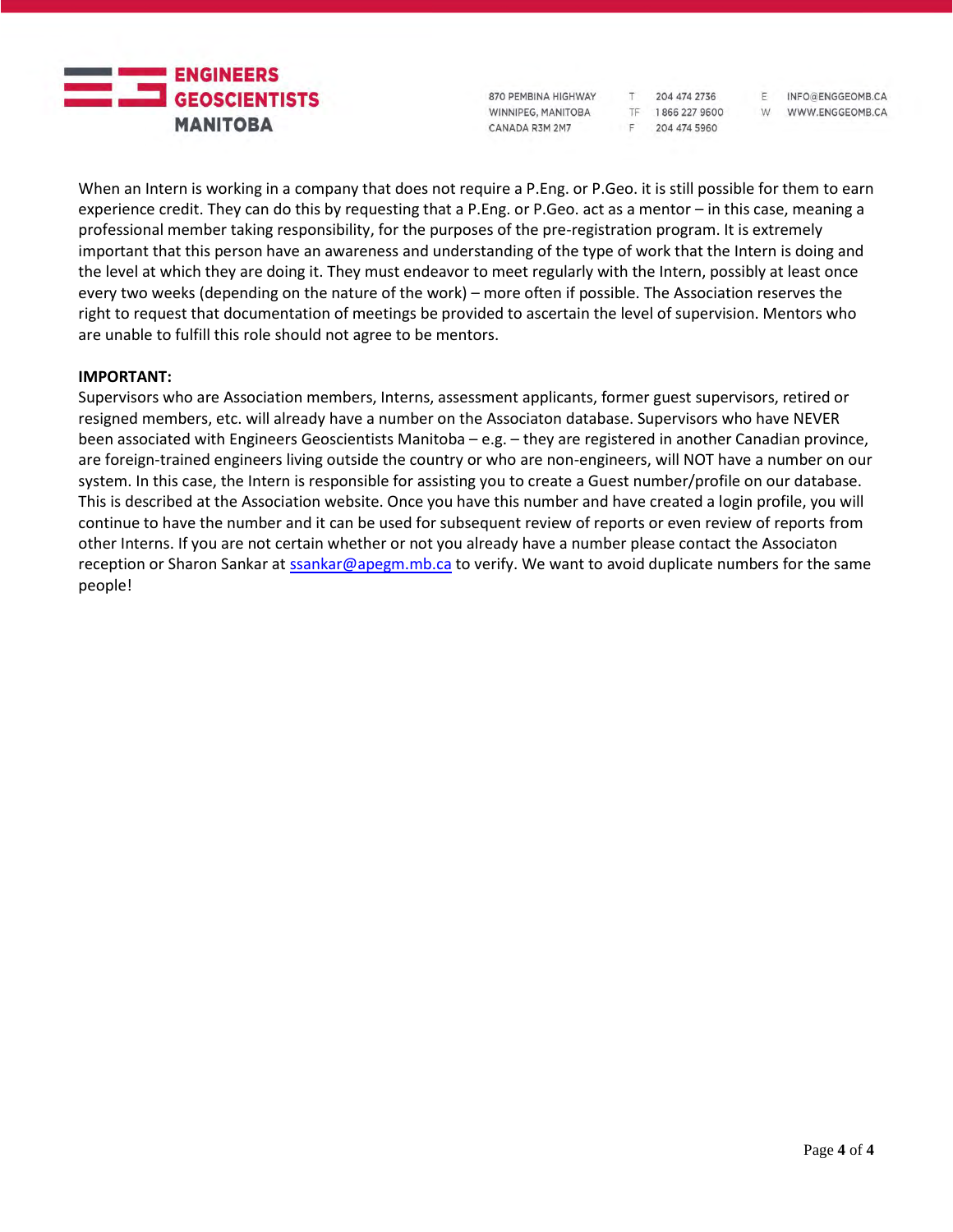When an Intern is working in a company that does not require a P.Eng. or P.Geo. it is still possible for them to earn experience credit. They can do this by requesting that a P.Eng. or P.Geo. act as a mentor – in this case, meaning a professional member taking responsibility, for the purposes of the pre-registration program. It is extremely important that this person have an awareness and understanding of the type of work that the Intern is doing and the level at which they are doing it. They must endeavor to meet regularly with the Intern, possibly at least once every two weeks (depending on the nature of the work) – more often if possible. The Association reserves the right to request that documentation of meetings be provided to ascertain the level of supervision. Mentors who are unable to fulfill this role should not agree to be mentors.

**IMPORTANT:**
Supervisors who are Association members, Interns, assessment applicants, former guest supervisors, retired or resigned members, etc. will already have a number on the Associaton database. Supervisors who have NEVER been associated with Engineers Geoscientists Manitoba – e.g. – they are registered in another Canadian province, are foreign-trained engineers living outside the country or who are non-engineers, will NOT have a number on our system. In this case, the Intern is responsible for assisting you to create a Guest number/profile on our database. This is described at the Association website. Once you have this number and have created a login profile, you will continue to have the number and it can be used for subsequent review of reports or even review of reports from other Interns. If you are not certain whether or not you already have a number please contact the Associaton reception or Sharon Sankar at ssankar@apegm.mb.ca to verify. We want to avoid duplicate numbers for the same people!